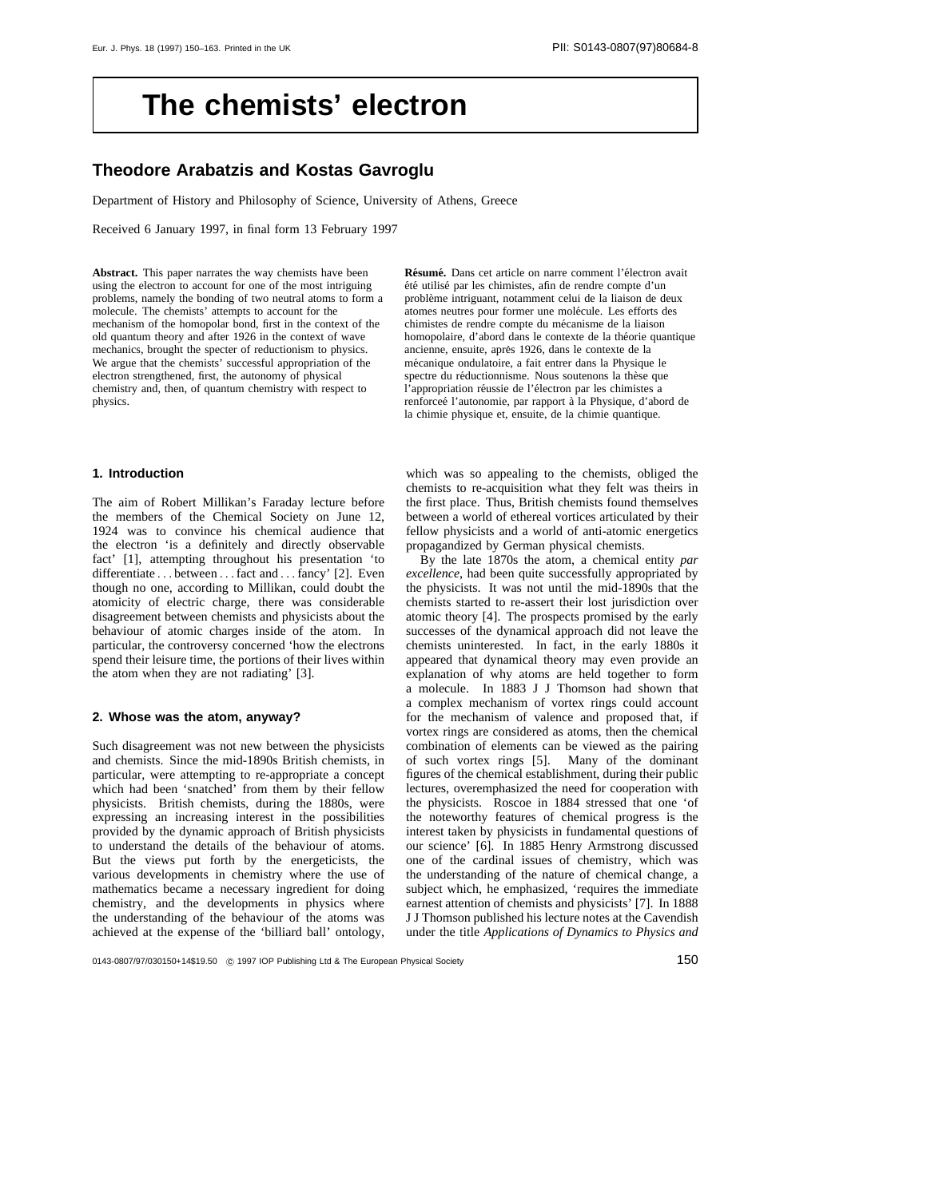# The chemists' electron

**Theodore Arabatzis and Kostas Gavroglu**

Department of History and Philosophy of Science, University of Athens, Greece

Received 6 January 1997, in final form 13 February 1997

**Abstract.** This paper narrates the way chemists have been using the electron to account for one of the most intriguing problems, namely the bonding of two neutral atoms to form a molecule. The chemists' attempts to account for the mechanism of the homopolar bond, first in the context of the old quantum theory and after 1926 in the context of wave mechanics, brought the specter of reductionism to physics. We argue that the chemists' successful appropriation of the electron strengthened, first, the autonomy of physical chemistry and, then, of quantum chemistry with respect to physics.

**Résumé.** Dans cet article on narre comment l'électron avait été utilisé par les chimistes, afin de rendre compte d'un problème intriguant, notamment celui de la liaison de deux atomes neutres pour former une molécule. Les efforts des chimistes de rendre compte du mécanisme de la liaison homopolaire, d'abord dans le contexte de la théorie quantique ancienne, ensuite, aprés 1926, dans le contexte de la mécanique ondulatoire, a fait entrer dans la Physique le spectre du réductionnisme. Nous soutenons la thèse que l'appropriation réussie de l'électron par les chimistes a renforceé l'autonomie, par rapport à la Physique, d'abord de la chimie physique et, ensuite, de la chimie quantique.

## 1. Introduction

The aim of Robert Millikan's Faraday lecture before the members of the Chemical Society on June 12, 1924 was to convince his chemical audience that the electron 'is a definitely and directly observable fact' [1], attempting throughout his presentation 'to differentiate . . . between . . . fact and . . . fancy' [2]. Even though no one, according to Millikan, could doubt the atomicity of electric charge, there was considerable disagreement between chemists and physicists about the behaviour of atomic charges inside of the atom. In particular, the controversy concerned 'how the electrons spend their leisure time, the portions of their lives within the atom when they are not radiating' [3].

## 2. Whose was the atom, anyway?

Such disagreement was not new between the physicists and chemists. Since the mid-1890s British chemists, in particular, were attempting to re-appropriate a concept which had been 'snatched' from them by their fellow physicists. British chemists, during the 1880s, were expressing an increasing interest in the possibilities provided by the dynamic approach of British physicists to understand the details of the behaviour of atoms. But the views put forth by the energeticists, the various developments in chemistry where the use of mathematics became a necessary ingredient for doing chemistry, and the developments in physics where the understanding of the behaviour of the atoms was achieved at the expense of the 'billiard ball' ontology, which was so appealing to the chemists, obliged the chemists to re-acquisition what they felt was theirs in the first place. Thus, British chemists found themselves between a world of ethereal vortices articulated by their fellow physicists and a world of anti-atomic energetics propagandized by German physical chemists.

By the late 1870s the atom, a chemical entity *par excellence*, had been quite successfully appropriated by the physicists. It was not until the mid-1890s that the chemists started to re-assert their lost jurisdiction over atomic theory [4]. The prospects promised by the early successes of the dynamical approach did not leave the chemists uninterested. In fact, in the early 1880s it appeared that dynamical theory may even provide an explanation of why atoms are held together to form a molecule. In 1883 J J Thomson had shown that a complex mechanism of vortex rings could account for the mechanism of valence and proposed that, if vortex rings are considered as atoms, then the chemical combination of elements can be viewed as the pairing of such vortex rings [5]. Many of the dominant figures of the chemical establishment, during their public lectures, overemphasized the need for cooperation with the physicists. Roscoe in 1884 stressed that one 'of the noteworthy features of chemical progress is the interest taken by physicists in fundamental questions of our science' [6]. In 1885 Henry Armstrong discussed one of the cardinal issues of chemistry, which was the understanding of the nature of chemical change, a subject which, he emphasized, 'requires the immediate earnest attention of chemists and physicists' [7]. In 1888 J J Thomson published his lecture notes at the Cavendish under the title *Applications of Dynamics to Physics and*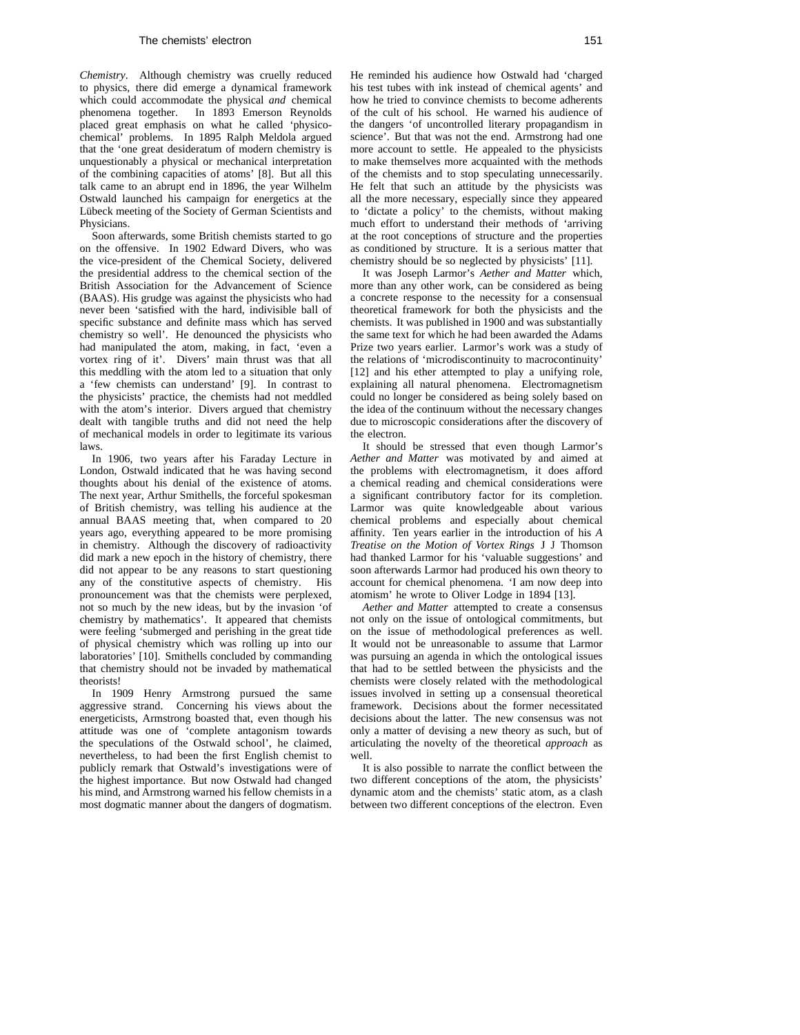*Chemistry*. Although chemistry was cruelly reduced to physics, there did emerge a dynamical framework which could accommodate the physical *and* chemical phenomena together. In 1893 Emerson Reynolds placed great emphasis on what he called 'physico-chemical' problems. In 1895 Ralph Meldola argued that the 'one great desideratum of modern chemistry is unquestionably a physical or mechanical interpretation of the combining capacities of atoms' [8]. But all this talk came to an abrupt end in 1896, the year Wilhelm Ostwald launched his campaign for energetics at the Lübeck meeting of the Society of German Scientists and Physicians.

Soon afterwards, some British chemists started to go on the offensive. In 1902 Edward Divers, who was the vice-president of the Chemical Society, delivered the presidential address to the chemical section of the British Association for the Advancement of Science (BAAS). His grudge was against the physicists who had never been 'satisfied with the hard, indivisible ball of specific substance and definite mass which has served chemistry so well'. He denounced the physicists who had manipulated the atom, making, in fact, 'even a vortex ring of it'. Divers' main thrust was that all this meddling with the atom led to a situation that only a 'few chemists can understand' [9]. In contrast to the physicists' practice, the chemists had not meddled with the atom's interior. Divers argued that chemistry dealt with tangible truths and did not need the help of mechanical models in order to legitimate its various laws.

In 1906, two years after his Faraday Lecture in London, Ostwald indicated that he was having second thoughts about his denial of the existence of atoms. The next year, Arthur Smithells, the forceful spokesman of British chemistry, was telling his audience at the annual BAAS meeting that, when compared to 20 years ago, everything appeared to be more promising in chemistry. Although the discovery of radioactivity did mark a new epoch in the history of chemistry, there did not appear to be any reasons to start questioning any of the constitutive aspects of chemistry. His pronouncement was that the chemists were perplexed, not so much by the new ideas, but by the invasion 'of chemistry by mathematics'. It appeared that chemists were feeling 'submerged and perishing in the great tide of physical chemistry which was rolling up into our laboratories' [10]. Smithells concluded by commanding that chemistry should not be invaded by mathematical theorists!

In 1909 Henry Armstrong pursued the same aggressive strand. Concerning his views about the energeticists, Armstrong boasted that, even though his attitude was one of 'complete antagonism towards the speculations of the Ostwald school', he claimed, nevertheless, to had been the first English chemist to publicly remark that Ostwald's investigations were of the highest importance. But now Ostwald had changed his mind, and Armstrong warned his fellow chemists in a most dogmatic manner about the dangers of dogmatism. He reminded his audience how Ostwald had 'charged his test tubes with ink instead of chemical agents' and how he tried to convince chemists to become adherents of the cult of his school. He warned his audience of the dangers 'of uncontrolled literary propagandism in science'. But that was not the end. Armstrong had one more account to settle. He appealed to the physicists to make themselves more acquainted with the methods of the chemists and to stop speculating unnecessarily. He felt that such an attitude by the physicists was all the more necessary, especially since they appeared to 'dictate a policy' to the chemists, without making much effort to understand their methods of 'arriving at the root conceptions of structure and the properties as conditioned by structure. It is a serious matter that chemistry should be so neglected by physicists' [11].

It was Joseph Larmor's *Aether and Matter* which, more than any other work, can be considered as being a concrete response to the necessity for a consensual theoretical framework for both the physicists and the chemists. It was published in 1900 and was substantially the same text for which he had been awarded the Adams Prize two years earlier. Larmor's work was a study of the relations of 'microdiscontinuity to macrocontinuity' [12] and his ether attempted to play a unifying role, explaining all natural phenomena. Electromagnetism could no longer be considered as being solely based on the idea of the continuum without the necessary changes due to microscopic considerations after the discovery of the electron.

It should be stressed that even though Larmor's *Aether and Matter* was motivated by and aimed at the problems with electromagnetism, it does afford a chemical reading and chemical considerations were a significant contributory factor for its completion. Larmor was quite knowledgeable about various chemical problems and especially about chemical affinity. Ten years earlier in the introduction of his *A Treatise on the Motion of Vortex Rings* J J Thomson had thanked Larmor for his 'valuable suggestions' and soon afterwards Larmor had produced his own theory to account for chemical phenomena. 'I am now deep into atomism' he wrote to Oliver Lodge in 1894 [13].

*Aether and Matter* attempted to create a consensus not only on the issue of ontological commitments, but on the issue of methodological preferences as well. It would not be unreasonable to assume that Larmor was pursuing an agenda in which the ontological issues that had to be settled between the physicists and the chemists were closely related with the methodological issues involved in setting up a consensual theoretical framework. Decisions about the former necessitated decisions about the latter. The new consensus was not only a matter of devising a new theory as such, but of articulating the novelty of the theoretical *approach* as well.

It is also possible to narrate the conflict between the two different conceptions of the atom, the physicists' dynamic atom and the chemists' static atom, as a clash between two different conceptions of the electron. Even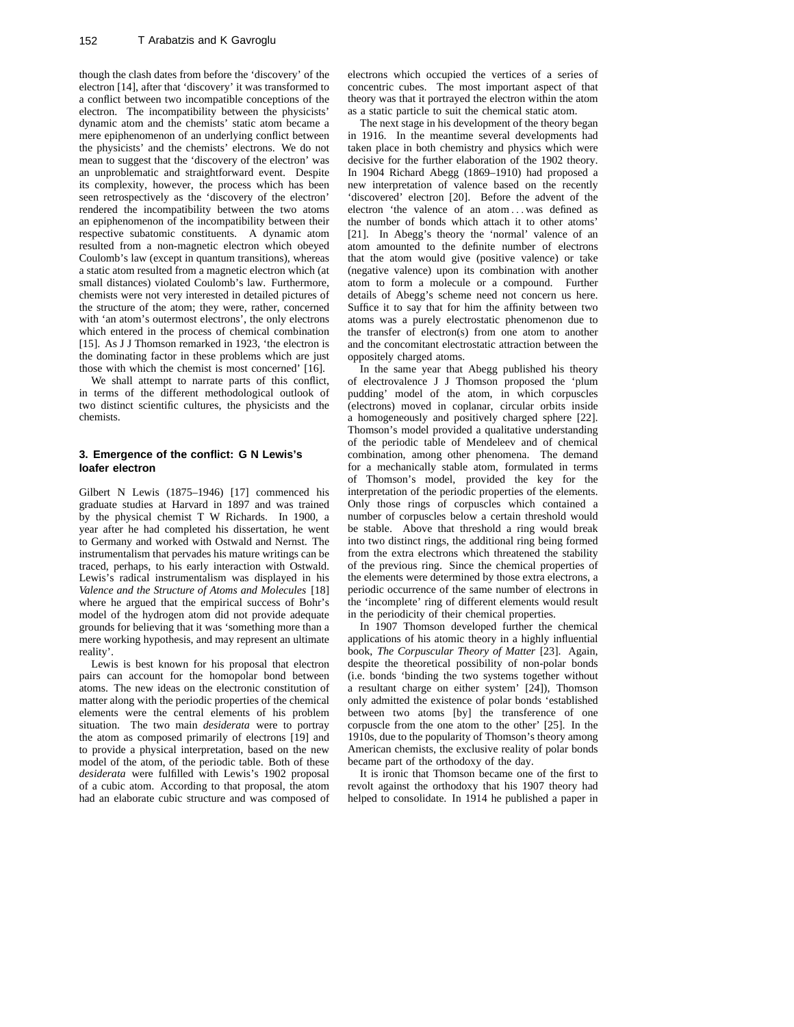though the clash dates from before the 'discovery' of the electron [14], after that 'discovery' it was transformed to a conflict between two incompatible conceptions of the electron. The incompatibility between the physicists' dynamic atom and the chemists' static atom became a mere epiphenomenon of an underlying conflict between the physicists' and the chemists' electrons. We do not mean to suggest that the 'discovery of the electron' was an unproblematic and straightforward event. Despite its complexity, however, the process which has been seen retrospectively as the 'discovery of the electron' rendered the incompatibility between the two atoms an epiphenomenon of the incompatibility between their respective subatomic constituents. A dynamic atom resulted from a non-magnetic electron which obeyed Coulomb's law (except in quantum transitions), whereas a static atom resulted from a magnetic electron which (at small distances) violated Coulomb's law. Furthermore, chemists were not very interested in detailed pictures of the structure of the atom; they were, rather, concerned with 'an atom's outermost electrons', the only electrons which entered in the process of chemical combination [15]. As J J Thomson remarked in 1923, 'the electron is the dominating factor in these problems which are just those with which the chemist is most concerned' [16].

We shall attempt to narrate parts of this conflict, in terms of the different methodological outlook of two distinct scientific cultures, the physicists and the chemists.

## 3. Emergence of the conflict: G N Lewis's loafer electron

Gilbert N Lewis (1875–1946) [17] commenced his graduate studies at Harvard in 1897 and was trained by the physical chemist T W Richards. In 1900, a year after he had completed his dissertation, he went to Germany and worked with Ostwald and Nernst. The instrumentalism that pervades his mature writings can be traced, perhaps, to his early interaction with Ostwald. Lewis's radical instrumentalism was displayed in his *Valence and the Structure of Atoms and Molecules* [18] where he argued that the empirical success of Bohr's model of the hydrogen atom did not provide adequate grounds for believing that it was 'something more than a mere working hypothesis, and may represent an ultimate reality'.

Lewis is best known for his proposal that electron pairs can account for the homopolar bond between atoms. The new ideas on the electronic constitution of matter along with the periodic properties of the chemical elements were the central elements of his problem situation. The two main *desiderata* were to portray the atom as composed primarily of electrons [19] and to provide a physical interpretation, based on the new model of the atom, of the periodic table. Both of these *desiderata* were fulfilled with Lewis's 1902 proposal of a cubic atom. According to that proposal, the atom had an elaborate cubic structure and was composed of electrons which occupied the vertices of a series of concentric cubes. The most important aspect of that theory was that it portrayed the electron within the atom as a static particle to suit the chemical static atom.

The next stage in his development of the theory began in 1916. In the meantime several developments had taken place in both chemistry and physics which were decisive for the further elaboration of the 1902 theory. In 1904 Richard Abegg (1869–1910) had proposed a new interpretation of valence based on the recently 'discovered' electron [20]. Before the advent of the electron 'the valence of an atom . . . was defined as the number of bonds which attach it to other atoms' [21]. In Abegg's theory the 'normal' valence of an atom amounted to the definite number of electrons that the atom would give (positive valence) or take (negative valence) upon its combination with another atom to form a molecule or a compound. Further details of Abegg's scheme need not concern us here. Suffice it to say that for him the affinity between two atoms was a purely electrostatic phenomenon due to the transfer of electron(s) from one atom to another and the concomitant electrostatic attraction between the oppositely charged atoms.

In the same year that Abegg published his theory of electrovalence J J Thomson proposed the 'plum pudding' model of the atom, in which corpuscles (electrons) moved in coplanar, circular orbits inside a homogeneously and positively charged sphere [22]. Thomson's model provided a qualitative understanding of the periodic table of Mendeleev and of chemical combination, among other phenomena. The demand for a mechanically stable atom, formulated in terms of Thomson's model, provided the key for the interpretation of the periodic properties of the elements. Only those rings of corpuscles which contained a number of corpuscles below a certain threshold would be stable. Above that threshold a ring would break into two distinct rings, the additional ring being formed from the extra electrons which threatened the stability of the previous ring. Since the chemical properties of the elements were determined by those extra electrons, a periodic occurrence of the same number of electrons in the 'incomplete' ring of different elements would result in the periodicity of their chemical properties.

In 1907 Thomson developed further the chemical applications of his atomic theory in a highly influential book, *The Corpuscular Theory of Matter* [23]. Again, despite the theoretical possibility of non-polar bonds (i.e. bonds 'binding the two systems together without a resultant charge on either system' [24]), Thomson only admitted the existence of polar bonds 'established between two atoms [by] the transference of one corpuscle from the one atom to the other' [25]. In the 1910s, due to the popularity of Thomson's theory among American chemists, the exclusive reality of polar bonds became part of the orthodoxy of the day.

It is ironic that Thomson became one of the first to revolt against the orthodoxy that his 1907 theory had helped to consolidate. In 1914 he published a paper in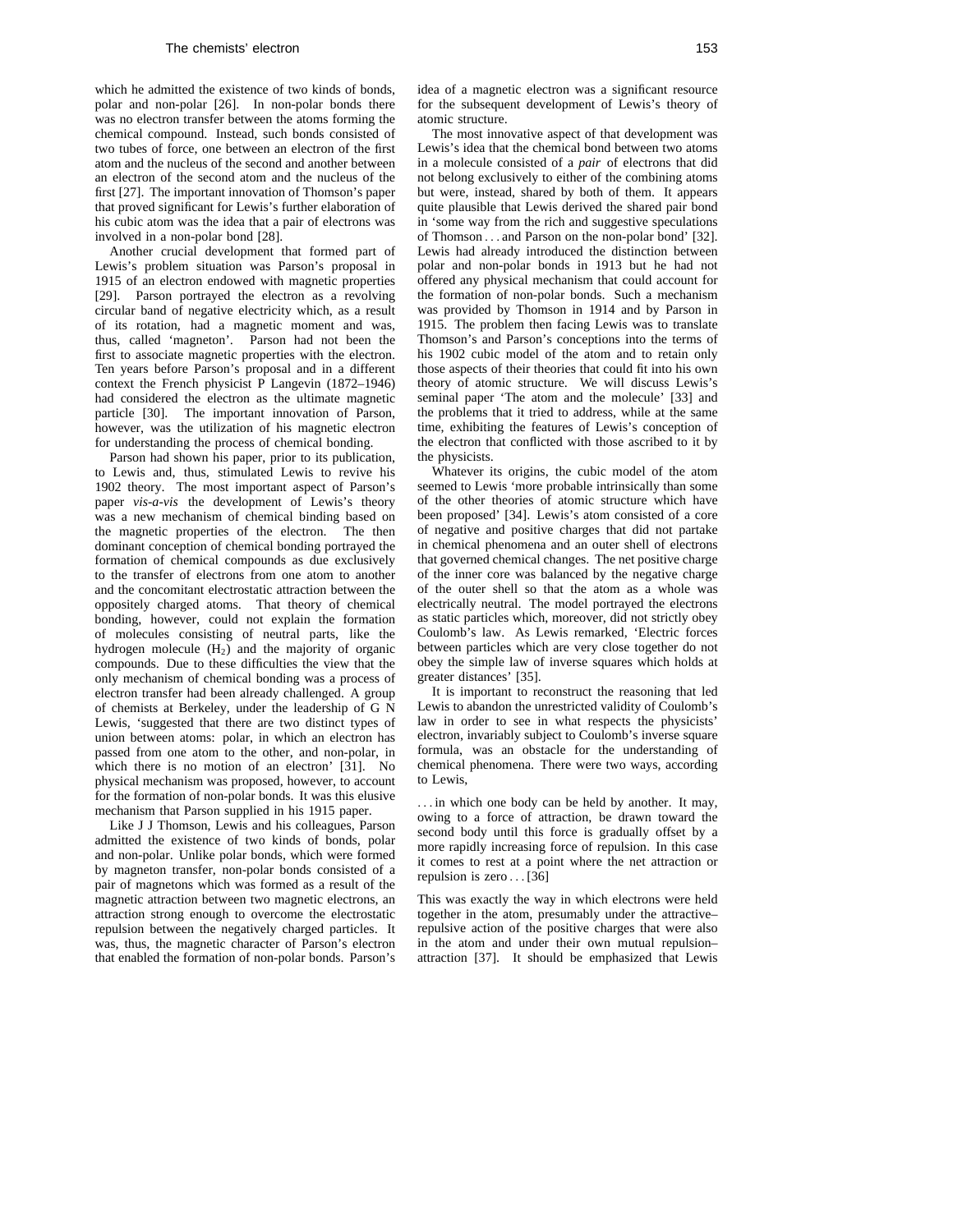which he admitted the existence of two kinds of bonds, polar and non-polar [26]. In non-polar bonds there was no electron transfer between the atoms forming the chemical compound. Instead, such bonds consisted of two tubes of force, one between an electron of the first atom and the nucleus of the second and another between an electron of the second atom and the nucleus of the first [27]. The important innovation of Thomson's paper that proved significant for Lewis's further elaboration of his cubic atom was the idea that a pair of electrons was involved in a non-polar bond [28].

Another crucial development that formed part of Lewis's problem situation was Parson's proposal in 1915 of an electron endowed with magnetic properties [29]. Parson portrayed the electron as a revolving circular band of negative electricity which, as a result of its rotation, had a magnetic moment and was, thus, called 'magneton'. Parson had not been the first to associate magnetic properties with the electron. Ten years before Parson's proposal and in a different context the French physicist P Langevin (1872–1946) had considered the electron as the ultimate magnetic particle [30]. The important innovation of Parson, however, was the utilization of his magnetic electron for understanding the process of chemical bonding.

Parson had shown his paper, prior to its publication, to Lewis and, thus, stimulated Lewis to revive his 1902 theory. The most important aspect of Parson's paper *vis-a-vis* the development of Lewis's theory was a new mechanism of chemical binding based on the magnetic properties of the electron. The then dominant conception of chemical bonding portrayed the formation of chemical compounds as due exclusively to the transfer of electrons from one atom to another and the concomitant electrostatic attraction between the oppositely charged atoms. That theory of chemical bonding, however, could not explain the formation of molecules consisting of neutral parts, like the hydrogen molecule ($H_2$) and the majority of organic compounds. Due to these difficulties the view that the only mechanism of chemical bonding was a process of electron transfer had been already challenged. A group of chemists at Berkeley, under the leadership of G N Lewis, 'suggested that there are two distinct types of union between atoms: polar, in which an electron has passed from one atom to the other, and non-polar, in which there is no motion of an electron' [31]. No physical mechanism was proposed, however, to account for the formation of non-polar bonds. It was this elusive mechanism that Parson supplied in his 1915 paper.

Like J J Thomson, Lewis and his colleagues, Parson admitted the existence of two kinds of bonds, polar and non-polar. Unlike polar bonds, which were formed by magneton transfer, non-polar bonds consisted of a pair of magnetons which was formed as a result of the magnetic attraction between two magnetic electrons, an attraction strong enough to overcome the electrostatic repulsion between the negatively charged particles. It was, thus, the magnetic character of Parson's electron that enabled the formation of non-polar bonds. Parson's idea of a magnetic electron was a significant resource for the subsequent development of Lewis's theory of atomic structure.

The most innovative aspect of that development was Lewis's idea that the chemical bond between two atoms in a molecule consisted of a *pair* of electrons that did not belong exclusively to either of the combining atoms but were, instead, shared by both of them. It appears quite plausible that Lewis derived the shared pair bond in 'some way from the rich and suggestive speculations of Thomson . . . and Parson on the non-polar bond' [32]. Lewis had already introduced the distinction between polar and non-polar bonds in 1913 but he had not offered any physical mechanism that could account for the formation of non-polar bonds. Such a mechanism was provided by Thomson in 1914 and by Parson in 1915. The problem then facing Lewis was to translate Thomson's and Parson's conceptions into the terms of his 1902 cubic model of the atom and to retain only those aspects of their theories that could fit into his own theory of atomic structure. We will discuss Lewis's seminal paper 'The atom and the molecule' [33] and the problems that it tried to address, while at the same time, exhibiting the features of Lewis's conception of the electron that conflicted with those ascribed to it by the physicists.

Whatever its origins, the cubic model of the atom seemed to Lewis 'more probable intrinsically than some of the other theories of atomic structure which have been proposed' [34]. Lewis's atom consisted of a core of negative and positive charges that did not partake in chemical phenomena and an outer shell of electrons that governed chemical changes. The net positive charge of the inner core was balanced by the negative charge of the outer shell so that the atom as a whole was electrically neutral. The model portrayed the electrons as static particles which, moreover, did not strictly obey Coulomb's law. As Lewis remarked, 'Electric forces between particles which are very close together do not obey the simple law of inverse squares which holds at greater distances' [35].

It is important to reconstruct the reasoning that led Lewis to abandon the unrestricted validity of Coulomb's law in order to see in what respects the physicists' electron, invariably subject to Coulomb's inverse square formula, was an obstacle for the understanding of chemical phenomena. There were two ways, according to Lewis,

> . . . in which one body can be held by another. It may, owing to a force of attraction, be drawn toward the second body until this force is gradually offset by a more rapidly increasing force of repulsion. In this case it comes to rest at a point where the net attraction or repulsion is zero . . . [36]

This was exactly the way in which electrons were held together in the atom, presumably under the attractive–repulsive action of the positive charges that were also in the atom and under their own mutual repulsion–attraction [37]. It should be emphasized that Lewis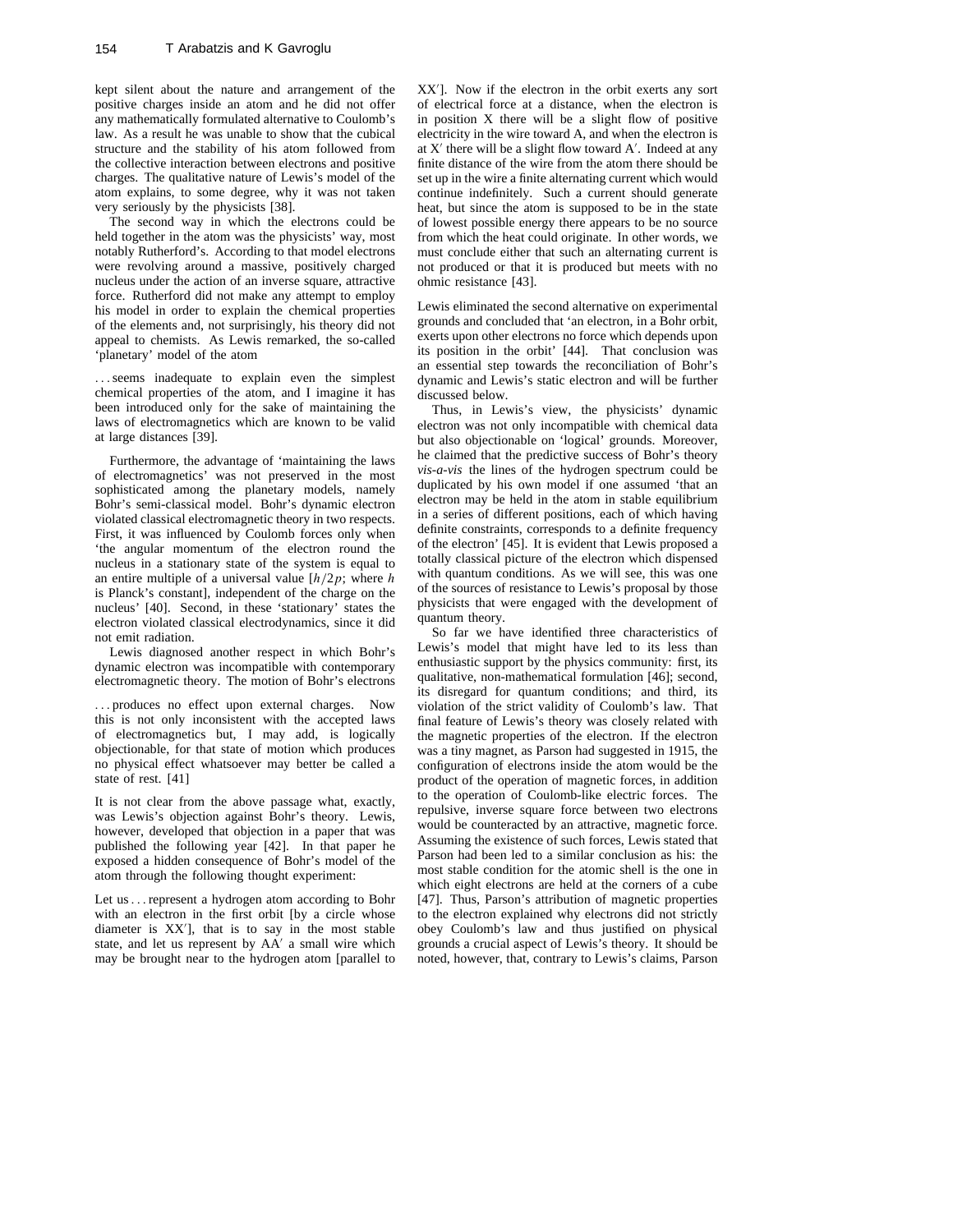kept silent about the nature and arrangement of the positive charges inside an atom and he did not offer any mathematically formulated alternative to Coulomb's law. As a result he was unable to show that the cubical structure and the stability of his atom followed from the collective interaction between electrons and positive charges. The qualitative nature of Lewis's model of the atom explains, to some degree, why it was not taken very seriously by the physicists [38].

The second way in which the electrons could be held together in the atom was the physicists' way, most notably Rutherford's. According to that model electrons were revolving around a massive, positively charged nucleus under the action of an inverse square, attractive force. Rutherford did not make any attempt to employ his model in order to explain the chemical properties of the elements and, not surprisingly, his theory did not appeal to chemists. As Lewis remarked, the so-called 'planetary' model of the atom

> ... seems inadequate to explain even the simplest chemical properties of the atom, and I imagine it has been introduced only for the sake of maintaining the laws of electromagnetics which are known to be valid at large distances [39].

Furthermore, the advantage of 'maintaining the laws of electromagnetics' was not preserved in the most sophisticated among the planetary models, namely Bohr's semi-classical model. Bohr's dynamic electron violated classical electromagnetic theory in two respects. First, it was influenced by Coulomb forces only when 'the angular momentum of the electron round the nucleus in a stationary state of the system is equal to an entire multiple of a universal value [$h/2p$; where $h$ is Planck's constant], independent of the charge on the nucleus' [40]. Second, in these 'stationary' states the electron violated classical electrodynamics, since it did not emit radiation.

Lewis diagnosed another respect in which Bohr's dynamic electron was incompatible with contemporary electromagnetic theory. The motion of Bohr's electrons

> ... produces no effect upon external charges. Now this is not only inconsistent with the accepted laws of electromagnetics but, I may add, is logically objectionable, for that state of motion which produces no physical effect whatsoever may better be called a state of rest. [41]

It is not clear from the above passage what, exactly, was Lewis's objection against Bohr's theory. Lewis, however, developed that objection in a paper that was published the following year [42]. In that paper he exposed a hidden consequence of Bohr's model of the atom through the following thought experiment:

> Let us ... represent a hydrogen atom according to Bohr with an electron in the first orbit [by a circle whose diameter is XX′], that is to say in the most stable state, and let us represent by AA′ a small wire which may be brought near to the hydrogen atom [parallel to XX′]. Now if the electron in the orbit exerts any sort of electrical force at a distance, when the electron is in position X there will be a slight flow of positive electricity in the wire toward A, and when the electron is at X′ there will be a slight flow toward A′. Indeed at any finite distance of the wire from the atom there should be set up in the wire a finite alternating current which would continue indefinitely. Such a current should generate heat, but since the atom is supposed to be in the state of lowest possible energy there appears to be no source from which the heat could originate. In other words, we must conclude either that such an alternating current is not produced or that it is produced but meets with no ohmic resistance [43].

Lewis eliminated the second alternative on experimental grounds and concluded that 'an electron, in a Bohr orbit, exerts upon other electrons no force which depends upon its position in the orbit' [44]. That conclusion was an essential step towards the reconciliation of Bohr's dynamic and Lewis's static electron and will be further discussed below.

Thus, in Lewis's view, the physicists' dynamic electron was not only incompatible with chemical data but also objectionable on 'logical' grounds. Moreover, he claimed that the predictive success of Bohr's theory *vis-a-vis* the lines of the hydrogen spectrum could be duplicated by his own model if one assumed 'that an electron may be held in the atom in stable equilibrium in a series of different positions, each of which having definite constraints, corresponds to a definite frequency of the electron' [45]. It is evident that Lewis proposed a totally classical picture of the electron which dispensed with quantum conditions. As we will see, this was one of the sources of resistance to Lewis's proposal by those physicists that were engaged with the development of quantum theory.

So far we have identified three characteristics of Lewis's model that might have led to its less than enthusiastic support by the physics community: first, its qualitative, non-mathematical formulation [46]; second, its disregard for quantum conditions; and third, its violation of the strict validity of Coulomb's law. That final feature of Lewis's theory was closely related with the magnetic properties of the electron. If the electron was a tiny magnet, as Parson had suggested in 1915, the configuration of electrons inside the atom would be the product of the operation of magnetic forces, in addition to the operation of Coulomb-like electric forces. The repulsive, inverse square force between two electrons would be counteracted by an attractive, magnetic force. Assuming the existence of such forces, Lewis stated that Parson had been led to a similar conclusion as his: the most stable condition for the atomic shell is the one in which eight electrons are held at the corners of a cube [47]. Thus, Parson's attribution of magnetic properties to the electron explained why electrons did not strictly obey Coulomb's law and thus justified on physical grounds a crucial aspect of Lewis's theory. It should be noted, however, that, contrary to Lewis's claims, Parson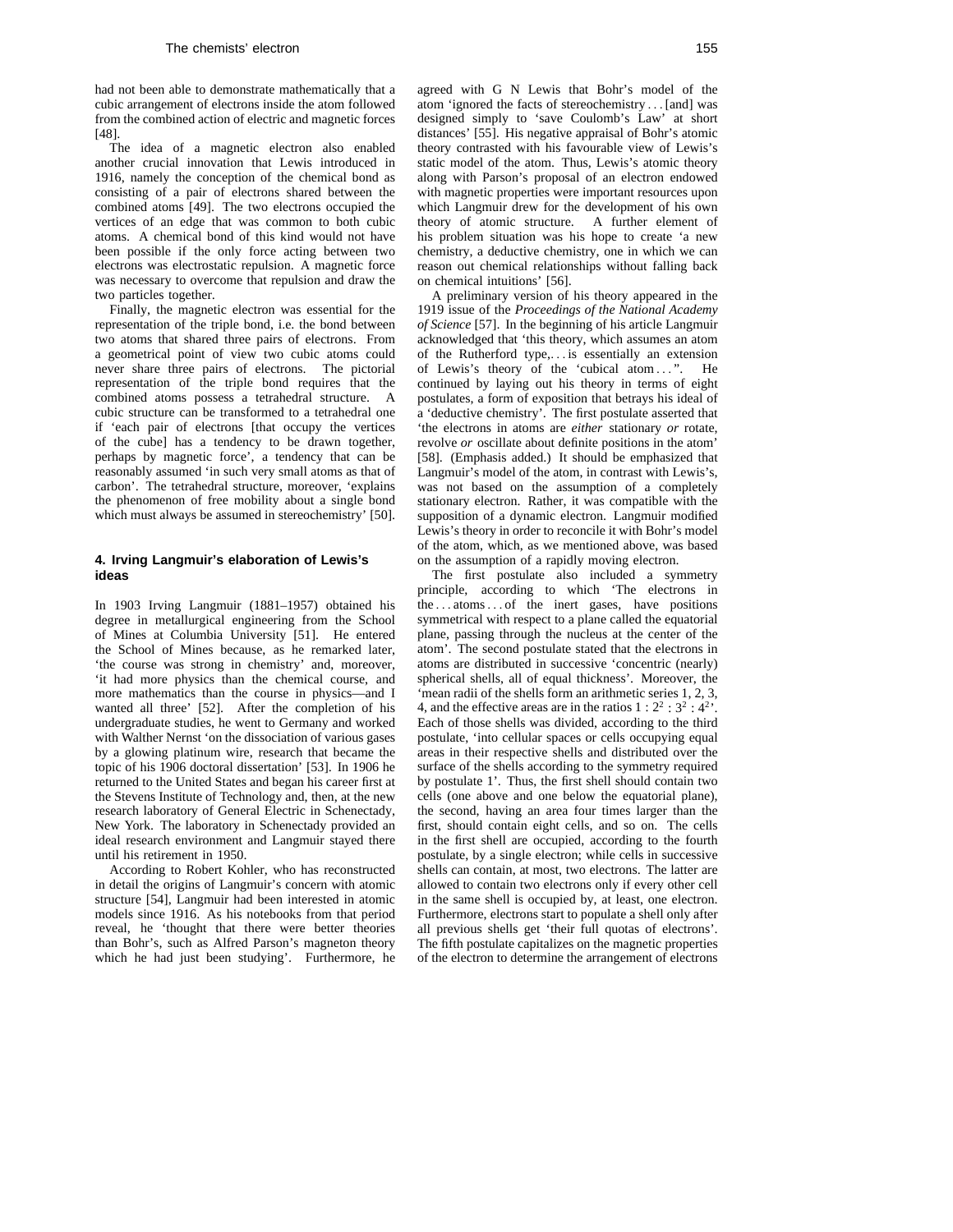had not been able to demonstrate mathematically that a cubic arrangement of electrons inside the atom followed from the combined action of electric and magnetic forces [48].

The idea of a magnetic electron also enabled another crucial innovation that Lewis introduced in 1916, namely the conception of the chemical bond as consisting of a pair of electrons shared between the combined atoms [49]. The two electrons occupied the vertices of an edge that was common to both cubic atoms. A chemical bond of this kind would not have been possible if the only force acting between two electrons was electrostatic repulsion. A magnetic force was necessary to overcome that repulsion and draw the two particles together.

Finally, the magnetic electron was essential for the representation of the triple bond, i.e. the bond between two atoms that shared three pairs of electrons. From a geometrical point of view two cubic atoms could never share three pairs of electrons. The pictorial representation of the triple bond requires that the combined atoms possess a tetrahedral structure. A cubic structure can be transformed to a tetrahedral one if 'each pair of electrons [that occupy the vertices of the cube] has a tendency to be drawn together, perhaps by magnetic force', a tendency that can be reasonably assumed 'in such very small atoms as that of carbon'. The tetrahedral structure, moreover, 'explains the phenomenon of free mobility about a single bond which must always be assumed in stereochemistry' [50].

## 4. Irving Langmuir's elaboration of Lewis's ideas

In 1903 Irving Langmuir (1881–1957) obtained his degree in metallurgical engineering from the School of Mines at Columbia University [51]. He entered the School of Mines because, as he remarked later, 'the course was strong in chemistry' and, moreover, 'it had more physics than the chemical course, and more mathematics than the course in physics—and I wanted all three' [52]. After the completion of his undergraduate studies, he went to Germany and worked with Walther Nernst 'on the dissociation of various gases by a glowing platinum wire, research that became the topic of his 1906 doctoral dissertation' [53]. In 1906 he returned to the United States and began his career first at the Stevens Institute of Technology and, then, at the new research laboratory of General Electric in Schenectady, New York. The laboratory in Schenectady provided an ideal research environment and Langmuir stayed there until his retirement in 1950.

According to Robert Kohler, who has reconstructed in detail the origins of Langmuir's concern with atomic structure [54], Langmuir had been interested in atomic models since 1916. As his notebooks from that period reveal, he 'thought that there were better theories than Bohr's, such as Alfred Parson's magneton theory which he had just been studying'. Furthermore, he agreed with G N Lewis that Bohr's model of the atom 'ignored the facts of stereochemistry ... [and] was designed simply to 'save Coulomb's Law' at short distances' [55]. His negative appraisal of Bohr's atomic theory contrasted with his favourable view of Lewis's static model of the atom. Thus, Lewis's atomic theory along with Parson's proposal of an electron endowed with magnetic properties were important resources upon which Langmuir drew for the development of his own theory of atomic structure. A further element of his problem situation was his hope to create 'a new chemistry, a deductive chemistry, one in which we can reason out chemical relationships without falling back on chemical intuitions' [56].

A preliminary version of his theory appeared in the 1919 issue of the *Proceedings of the National Academy of Science* [57]. In the beginning of his article Langmuir acknowledged that 'this theory, which assumes an atom of the Rutherford type,... is essentially an extension of Lewis's theory of the 'cubical atom ... ''. He continued by laying out his theory in terms of eight postulates, a form of exposition that betrays his ideal of a 'deductive chemistry'. The first postulate asserted that 'the electrons in atoms are *either* stationary *or* rotate, revolve *or* oscillate about definite positions in the atom' [58]. (Emphasis added.) It should be emphasized that Langmuir's model of the atom, in contrast with Lewis's, was not based on the assumption of a completely stationary electron. Rather, it was compatible with the supposition of a dynamic electron. Langmuir modified Lewis's theory in order to reconcile it with Bohr's model of the atom, which, as we mentioned above, was based on the assumption of a rapidly moving electron.

The first postulate also included a symmetry principle, according to which 'The electrons in the ... atoms ... of the inert gases, have positions symmetrical with respect to a plane called the equatorial plane, passing through the nucleus at the center of the atom'. The second postulate stated that the electrons in atoms are distributed in successive 'concentric (nearly) spherical shells, all of equal thickness'. Moreover, the 'mean radii of the shells form an arithmetic series 1, 2, 3, 4, and the effective areas are in the ratios $1 : 2^2 : 3^2 : 4^2$'. Each of those shells was divided, according to the third postulate, 'into cellular spaces or cells occupying equal areas in their respective shells and distributed over the surface of the shells according to the symmetry required by postulate 1'. Thus, the first shell should contain two cells (one above and one below the equatorial plane), the second, having an area four times larger than the first, should contain eight cells, and so on. The cells in the first shell are occupied, according to the fourth postulate, by a single electron; while cells in successive shells can contain, at most, two electrons. The latter are allowed to contain two electrons only if every other cell in the same shell is occupied by, at least, one electron. Furthermore, electrons start to populate a shell only after all previous shells get 'their full quotas of electrons'. The fifth postulate capitalizes on the magnetic properties of the electron to determine the arrangement of electrons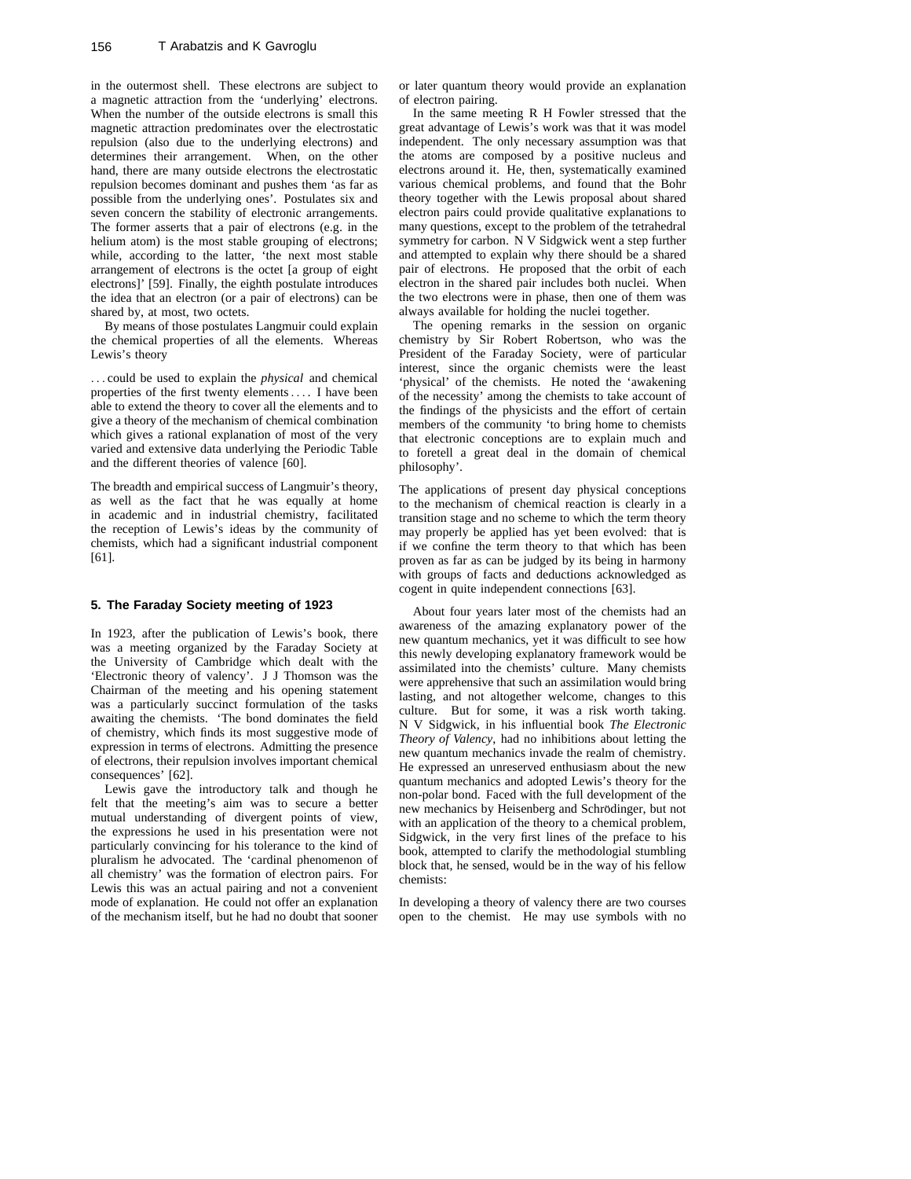in the outermost shell. These electrons are subject to a magnetic attraction from the 'underlying' electrons. When the number of the outside electrons is small this magnetic attraction predominates over the electrostatic repulsion (also due to the underlying electrons) and determines their arrangement. When, on the other hand, there are many outside electrons the electrostatic repulsion becomes dominant and pushes them 'as far as possible from the underlying ones'. Postulates six and seven concern the stability of electronic arrangements. The former asserts that a pair of electrons (e.g. in the helium atom) is the most stable grouping of electrons; while, according to the latter, 'the next most stable arrangement of electrons is the octet [a group of eight electrons]' [59]. Finally, the eighth postulate introduces the idea that an electron (or a pair of electrons) can be shared by, at most, two octets.

By means of those postulates Langmuir could explain the chemical properties of all the elements. Whereas Lewis's theory

> . . . could be used to explain the *physical* and chemical properties of the first twenty elements . . . . I have been able to extend the theory to cover all the elements and to give a theory of the mechanism of chemical combination which gives a rational explanation of most of the very varied and extensive data underlying the Periodic Table and the different theories of valence [60].

The breadth and empirical success of Langmuir's theory, as well as the fact that he was equally at home in academic and in industrial chemistry, facilitated the reception of Lewis's ideas by the community of chemists, which had a significant industrial component [61].

## 5. The Faraday Society meeting of 1923

In 1923, after the publication of Lewis's book, there was a meeting organized by the Faraday Society at the University of Cambridge which dealt with the 'Electronic theory of valency'. J J Thomson was the Chairman of the meeting and his opening statement was a particularly succinct formulation of the tasks awaiting the chemists. 'The bond dominates the field of chemistry, which finds its most suggestive mode of expression in terms of electrons. Admitting the presence of electrons, their repulsion involves important chemical consequences' [62].

Lewis gave the introductory talk and though he felt that the meeting's aim was to secure a better mutual understanding of divergent points of view, the expressions he used in his presentation were not particularly convincing for his tolerance to the kind of pluralism he advocated. The 'cardinal phenomenon of all chemistry' was the formation of electron pairs. For Lewis this was an actual pairing and not a convenient mode of explanation. He could not offer an explanation of the mechanism itself, but he had no doubt that sooner or later quantum theory would provide an explanation of electron pairing.

In the same meeting R H Fowler stressed that the great advantage of Lewis's work was that it was model independent. The only necessary assumption was that the atoms are composed by a positive nucleus and electrons around it. He, then, systematically examined various chemical problems, and found that the Bohr theory together with the Lewis proposal about shared electron pairs could provide qualitative explanations to many questions, except to the problem of the tetrahedral symmetry for carbon. N V Sidgwick went a step further and attempted to explain why there should be a shared pair of electrons. He proposed that the orbit of each electron in the shared pair includes both nuclei. When the two electrons were in phase, then one of them was always available for holding the nuclei together.

The opening remarks in the session on organic chemistry by Sir Robert Robertson, who was the President of the Faraday Society, were of particular interest, since the organic chemists were the least 'physical' of the chemists. He noted the 'awakening of the necessity' among the chemists to take account of the findings of the physicists and the effort of certain members of the community 'to bring home to chemists that electronic conceptions are to explain much and to foretell a great deal in the domain of chemical philosophy'.

> The applications of present day physical conceptions to the mechanism of chemical reaction is clearly in a transition stage and no scheme to which the term theory may properly be applied has yet been evolved: that is if we confine the term theory to that which has been proven as far as can be judged by its being in harmony with groups of facts and deductions acknowledged as cogent in quite independent connections [63].

About four years later most of the chemists had an awareness of the amazing explanatory power of the new quantum mechanics, yet it was difficult to see how this newly developing explanatory framework would be assimilated into the chemists' culture. Many chemists were apprehensive that such an assimilation would bring lasting, and not altogether welcome, changes to this culture. But for some, it was a risk worth taking. N V Sidgwick, in his influential book *The Electronic Theory of Valency*, had no inhibitions about letting the new quantum mechanics invade the realm of chemistry. He expressed an unreserved enthusiasm about the new quantum mechanics and adopted Lewis's theory for the non-polar bond. Faced with the full development of the new mechanics by Heisenberg and Schrödinger, but not with an application of the theory to a chemical problem, Sidgwick, in the very first lines of the preface to his book, attempted to clarify the methodologial stumbling block that, he sensed, would be in the way of his fellow chemists:

> In developing a theory of valency there are two courses open to the chemist. He may use symbols with no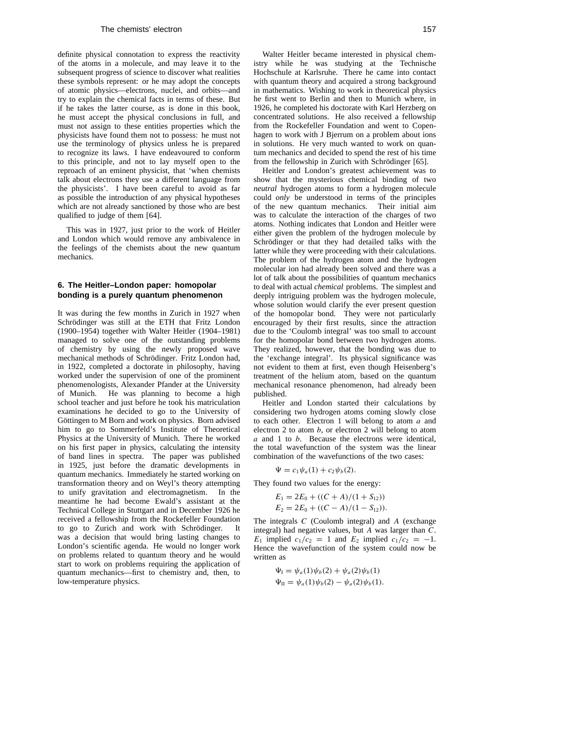definite physical connotation to express the reactivity of the atoms in a molecule, and may leave it to the subsequent progress of science to discover what realities these symbols represent: or he may adopt the concepts of atomic physics—electrons, nuclei, and orbits—and try to explain the chemical facts in terms of these. But if he takes the latter course, as is done in this book, he must accept the physical conclusions in full, and must not assign to these entities properties which the physicists have found them not to possess: he must not use the terminology of physics unless he is prepared to recognize its laws. I have endeavoured to conform to this principle, and not to lay myself open to the reproach of an eminent physicist, that 'when chemists talk about electrons they use a different language from the physicists'. I have been careful to avoid as far as possible the introduction of any physical hypotheses which are not already sanctioned by those who are best qualified to judge of them [64].

This was in 1927, just prior to the work of Heitler and London which would remove any ambivalence in the feelings of the chemists about the new quantum mechanics.

## 6. The Heitler–London paper: homopolar bonding is a purely quantum phenomenon

It was during the few months in Zurich in 1927 when Schrödinger was still at the ETH that Fritz London (1900–1954) together with Walter Heitler (1904–1981) managed to solve one of the outstanding problems of chemistry by using the newly proposed wave mechanical methods of Schrödinger. Fritz London had, in 1922, completed a doctorate in philosophy, having worked under the supervision of one of the prominent phenomenologists, Alexander Pfander at the University of Munich. He was planning to become a high school teacher and just before he took his matriculation examinations he decided to go to the University of Göttingen to M Born and work on physics. Born advised him to go to Sommerfeld's Institute of Theoretical Physics at the University of Munich. There he worked on his first paper in physics, calculating the intensity of band lines in spectra. The paper was published in 1925, just before the dramatic developments in quantum mechanics. Immediately he started working on transformation theory and on Weyl's theory attempting to unify gravitation and electromagnetism. In the meantime he had become Ewald's assistant at the Technical College in Stuttgart and in December 1926 he received a fellowship from the Rockefeller Foundation to go to Zurich and work with Schrödinger. It was a decision that would bring lasting changes to London's scientific agenda. He would no longer work on problems related to quantum theory and he would start to work on problems requiring the application of quantum mechanics—first to chemistry and, then, to low-temperature physics.

Walter Heitler became interested in physical chemistry while he was studying at the Technische Hochschule at Karlsruhe. There he came into contact with quantum theory and acquired a strong background in mathematics. Wishing to work in theoretical physics he first went to Berlin and then to Munich where, in 1926, he completed his doctorate with Karl Herzberg on concentrated solutions. He also received a fellowship from the Rockefeller Foundation and went to Copenhagen to work with J Bjerrum on a problem about ions in solutions. He very much wanted to work on quantum mechanics and decided to spend the rest of his time from the fellowship in Zurich with Schrödinger [65].

Heitler and London's greatest achievement was to show that the mysterious chemical binding of two *neutral* hydrogen atoms to form a hydrogen molecule could *only* be understood in terms of the principles of the new quantum mechanics. Their initial aim was to calculate the interaction of the charges of two atoms. Nothing indicates that London and Heitler were either given the problem of the hydrogen molecule by Schrödinger or that they had detailed talks with the latter while they were proceeding with their calculations. The problem of the hydrogen atom and the hydrogen molecular ion had already been solved and there was a lot of talk about the possibilities of quantum mechanics to deal with actual *chemical* problems. The simplest and deeply intriguing problem was the hydrogen molecule, whose solution would clarify the ever present question of the homopolar bond. They were not particularly encouraged by their first results, since the attraction due to the 'Coulomb integral' was too small to account for the homopolar bond between two hydrogen atoms. They realized, however, that the bonding was due to the 'exchange integral'. Its physical significance was not evident to them at first, even though Heisenberg's treatment of the helium atom, based on the quantum mechanical resonance phenomenon, had already been published.

Heitler and London started their calculations by considering two hydrogen atoms coming slowly close to each other. Electron 1 will belong to atom $a$ and electron 2 to atom $b$, or electron 2 will belong to atom $a$ and 1 to $b$. Because the electrons were identical, the total wavefunction of the system was the linear combination of the wavefunctions of the two cases:

$$\Psi = c_1\psi_a(1) + c_2\psi_b(2).$$

They found two values for the energy:

$$E_1 = 2E_0 + ((C + A)/(1 + S_{12}))$$
$$E_2 = 2E_0 + ((C - A)/(1 - S_{12})).$$

The integrals $C$ (Coulomb integral) and $A$ (exchange integral) had negative values, but $A$ was larger than $C$. $E_1$ implied $c_1/c_2 = 1$ and $E_2$ implied $c_1/c_2 = -1$. Hence the wavefunction of the system could now be written as

$$\Psi_{\text{I}} = \psi_a(1)\psi_b(2) + \psi_a(2)\psi_b(1)$$
$$\Psi_{\text{II}} = \psi_a(1)\psi_b(2) - \psi_a(2)\psi_b(1).$$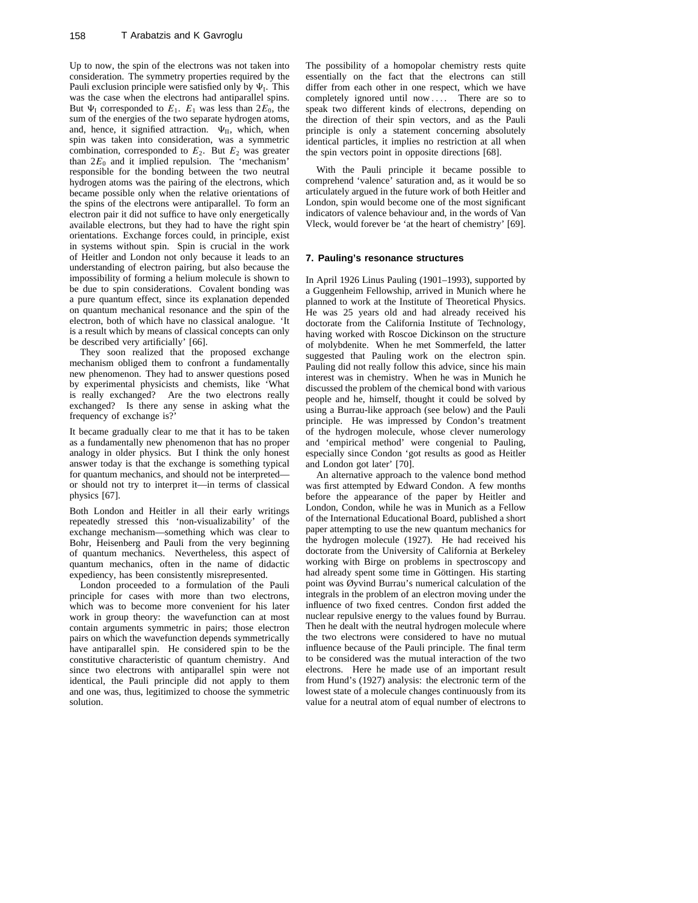Up to now, the spin of the electrons was not taken into consideration. The symmetry properties required by the Pauli exclusion principle were satisfied only by $\Psi_I$. This was the case when the electrons had antiparallel spins. But $\Psi_I$ corresponded to $E_1$. $E_1$ was less than $2E_0$, the sum of the energies of the two separate hydrogen atoms, and, hence, it signified attraction. $\Psi_{II}$, which, when spin was taken into consideration, was a symmetric combination, corresponded to $E_2$. But $E_2$ was greater than $2E_0$ and it implied repulsion. The 'mechanism' responsible for the bonding between the two neutral hydrogen atoms was the pairing of the electrons, which became possible only when the relative orientations of the spins of the electrons were antiparallel. To form an electron pair it did not suffice to have only energetically available electrons, but they had to have the right spin orientations. Exchange forces could, in principle, exist in systems without spin. Spin is crucial in the work of Heitler and London not only because it leads to an understanding of electron pairing, but also because the impossibility of forming a helium molecule is shown to be due to spin considerations. Covalent bonding was a pure quantum effect, since its explanation depended on quantum mechanical resonance and the spin of the electron, both of which have no classical analogue. 'It is a result which by means of classical concepts can only be described very artificially' [66].

They soon realized that the proposed exchange mechanism obliged them to confront a fundamentally new phenomenon. They had to answer questions posed by experimental physicists and chemists, like 'What is really exchanged? Are the two electrons really exchanged? Is there any sense in asking what the frequency of exchange is?'

> It became gradually clear to me that it has to be taken as a fundamentally new phenomenon that has no proper analogy in older physics. But I think the only honest answer today is that the exchange is something typical for quantum mechanics, and should not be interpreted—or should not try to interpret it—in terms of classical physics [67].

Both London and Heitler in all their early writings repeatedly stressed this 'non-visualizability' of the exchange mechanism—something which was clear to Bohr, Heisenberg and Pauli from the very beginning of quantum mechanics. Nevertheless, this aspect of quantum mechanics, often in the name of didactic expediency, has been consistently misrepresented.

London proceeded to a formulation of the Pauli principle for cases with more than two electrons, which was to become more convenient for his later work in group theory: the wavefunction can at most contain arguments symmetric in pairs; those electron pairs on which the wavefunction depends symmetrically have antiparallel spin. He considered spin to be the constitutive characteristic of quantum chemistry. And since two electrons with antiparallel spin were not identical, the Pauli principle did not apply to them and one was, thus, legitimized to choose the symmetric solution.

> The possibility of a homopolar chemistry rests quite essentially on the fact that the electrons can still differ from each other in one respect, which we have completely ignored until now . . . . There are so to speak two different kinds of electrons, depending on the direction of their spin vectors, and as the Pauli principle is only a statement concerning absolutely identical particles, it implies no restriction at all when the spin vectors point in opposite directions [68].

With the Pauli principle it became possible to comprehend 'valence' saturation and, as it would be so articulately argued in the future work of both Heitler and London, spin would become one of the most significant indicators of valence behaviour and, in the words of Van Vleck, would forever be 'at the heart of chemistry' [69].

## 7. Pauling's resonance structures

In April 1926 Linus Pauling (1901–1993), supported by a Guggenheim Fellowship, arrived in Munich where he planned to work at the Institute of Theoretical Physics. He was 25 years old and had already received his doctorate from the California Institute of Technology, having worked with Roscoe Dickinson on the structure of molybdenite. When he met Sommerfeld, the latter suggested that Pauling work on the electron spin. Pauling did not really follow this advice, since his main interest was in chemistry. When he was in Munich he discussed the problem of the chemical bond with various people and he, himself, thought it could be solved by using a Burrau-like approach (see below) and the Pauli principle. He was impressed by Condon's treatment of the hydrogen molecule, whose clever numerology and 'empirical method' were congenial to Pauling, especially since Condon 'got results as good as Heitler and London got later' [70].

An alternative approach to the valence bond method was first attempted by Edward Condon. A few months before the appearance of the paper by Heitler and London, Condon, while he was in Munich as a Fellow of the International Educational Board, published a short paper attempting to use the new quantum mechanics for the hydrogen molecule (1927). He had received his doctorate from the University of California at Berkeley working with Birge on problems in spectroscopy and had already spent some time in Göttingen. His starting point was Øyvind Burrau's numerical calculation of the integrals in the problem of an electron moving under the influence of two fixed centres. Condon first added the nuclear repulsive energy to the values found by Burrau. Then he dealt with the neutral hydrogen molecule where the two electrons were considered to have no mutual influence because of the Pauli principle. The final term to be considered was the mutual interaction of the two electrons. Here he made use of an important result from Hund's (1927) analysis: the electronic term of the lowest state of a molecule changes continuously from its value for a neutral atom of equal number of electrons to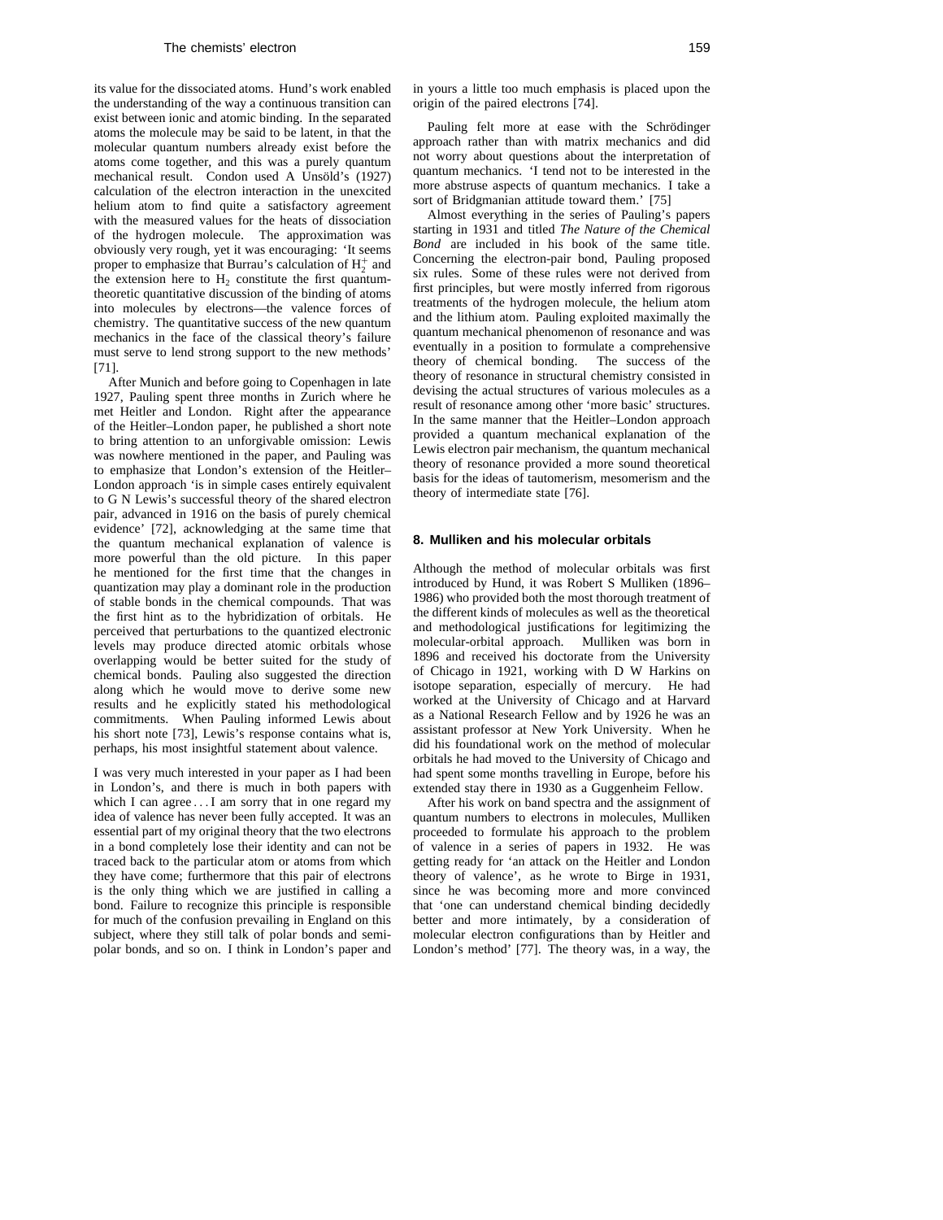its value for the dissociated atoms. Hund's work enabled the understanding of the way a continuous transition can exist between ionic and atomic binding. In the separated atoms the molecule may be said to be latent, in that the molecular quantum numbers already exist before the atoms come together, and this was a purely quantum mechanical result. Condon used A Unsöld's (1927) calculation of the electron interaction in the unexcited helium atom to find quite a satisfactory agreement with the measured values for the heats of dissociation of the hydrogen molecule. The approximation was obviously very rough, yet it was encouraging: 'It seems proper to emphasize that Burrau's calculation of $H_2^+$ and the extension here to $H_2$ constitute the first quantum-theoretic quantitative discussion of the binding of atoms into molecules by electrons—the valence forces of chemistry. The quantitative success of the new quantum mechanics in the face of the classical theory's failure must serve to lend strong support to the new methods' [71].

After Munich and before going to Copenhagen in late 1927, Pauling spent three months in Zurich where he met Heitler and London. Right after the appearance of the Heitler–London paper, he published a short note to bring attention to an unforgivable omission: Lewis was nowhere mentioned in the paper, and Pauling was to emphasize that London's extension of the Heitler–London approach 'is in simple cases entirely equivalent to G N Lewis's successful theory of the shared electron pair, advanced in 1916 on the basis of purely chemical evidence' [72], acknowledging at the same time that the quantum mechanical explanation of valence is more powerful than the old picture. In this paper he mentioned for the first time that the changes in quantization may play a dominant role in the production of stable bonds in the chemical compounds. That was the first hint as to the hybridization of orbitals. He perceived that perturbations to the quantized electronic levels may produce directed atomic orbitals whose overlapping would be better suited for the study of chemical bonds. Pauling also suggested the direction along which he would move to derive some new results and he explicitly stated his methodological commitments. When Pauling informed Lewis about his short note [73], Lewis's response contains what is, perhaps, his most insightful statement about valence.

I was very much interested in your paper as I had been in London's, and there is much in both papers with which I can agree . . . I am sorry that in one regard my idea of valence has never been fully accepted. It was an essential part of my original theory that the two electrons in a bond completely lose their identity and can not be traced back to the particular atom or atoms from which they have come; furthermore that this pair of electrons is the only thing which we are justified in calling a bond. Failure to recognize this principle is responsible for much of the confusion prevailing in England on this subject, where they still talk of polar bonds and semi-polar bonds, and so on. I think in London's paper and in yours a little too much emphasis is placed upon the origin of the paired electrons [74].

Pauling felt more at ease with the Schrödinger approach rather than with matrix mechanics and did not worry about questions about the interpretation of quantum mechanics. 'I tend not to be interested in the more abstruse aspects of quantum mechanics. I take a sort of Bridgmanian attitude toward them.' [75]

Almost everything in the series of Pauling's papers starting in 1931 and titled *The Nature of the Chemical Bond* are included in his book of the same title. Concerning the electron-pair bond, Pauling proposed six rules. Some of these rules were not derived from first principles, but were mostly inferred from rigorous treatments of the hydrogen molecule, the helium atom and the lithium atom. Pauling exploited maximally the quantum mechanical phenomenon of resonance and was eventually in a position to formulate a comprehensive theory of chemical bonding. The success of the theory of resonance in structural chemistry consisted in devising the actual structures of various molecules as a result of resonance among other 'more basic' structures. In the same manner that the Heitler–London approach provided a quantum mechanical explanation of the Lewis electron pair mechanism, the quantum mechanical theory of resonance provided a more sound theoretical basis for the ideas of tautomerism, mesomerism and the theory of intermediate state [76].

## 8. Mulliken and his molecular orbitals

Although the method of molecular orbitals was first introduced by Hund, it was Robert S Mulliken (1896–1986) who provided both the most thorough treatment of the different kinds of molecules as well as the theoretical and methodological justifications for legitimizing the molecular-orbital approach. Mulliken was born in 1896 and received his doctorate from the University of Chicago in 1921, working with D W Harkins on isotope separation, especially of mercury. He had worked at the University of Chicago and at Harvard as a National Research Fellow and by 1926 he was an assistant professor at New York University. When he did his foundational work on the method of molecular orbitals he had moved to the University of Chicago and had spent some months travelling in Europe, before his extended stay there in 1930 as a Guggenheim Fellow.

After his work on band spectra and the assignment of quantum numbers to electrons in molecules, Mulliken proceeded to formulate his approach to the problem of valence in a series of papers in 1932. He was getting ready for 'an attack on the Heitler and London theory of valence', as he wrote to Birge in 1931, since he was becoming more and more convinced that 'one can understand chemical binding decidedly better and more intimately, by a consideration of molecular electron configurations than by Heitler and London's method' [77]. The theory was, in a way, the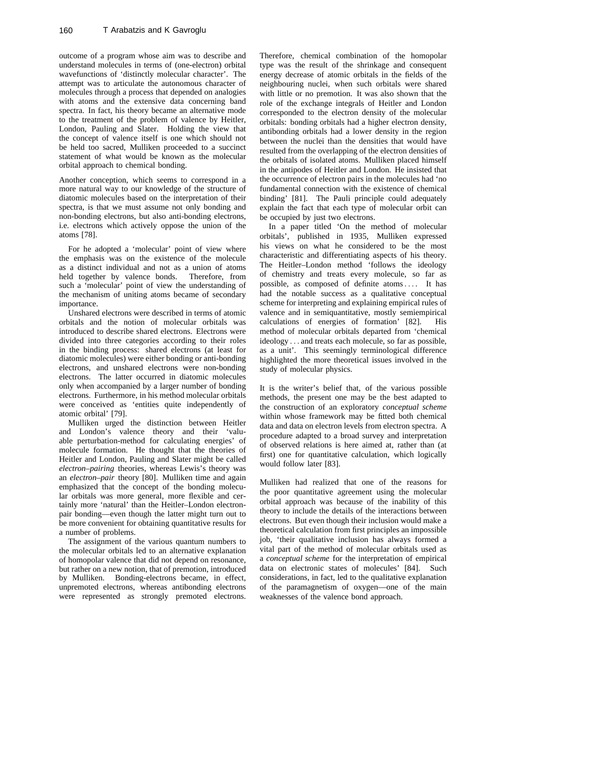outcome of a program whose aim was to describe and understand molecules in terms of (one-electron) orbital wavefunctions of 'distinctly molecular character'. The attempt was to articulate the autonomous character of molecules through a process that depended on analogies with atoms and the extensive data concerning band spectra. In fact, his theory became an alternative mode to the treatment of the problem of valence by Heitler, London, Pauling and Slater. Holding the view that the concept of valence itself is one which should not be held too sacred, Mulliken proceeded to a succinct statement of what would be known as the molecular orbital approach to chemical bonding.

> Another conception, which seems to correspond in a more natural way to our knowledge of the structure of diatomic molecules based on the interpretation of their spectra, is that we must assume not only bonding and non-bonding electrons, but also anti-bonding electrons, i.e. electrons which actively oppose the union of the atoms [78].

For he adopted a 'molecular' point of view where the emphasis was on the existence of the molecule as a distinct individual and not as a union of atoms held together by valence bonds. Therefore, from such a 'molecular' point of view the understanding of the mechanism of uniting atoms became of secondary importance.

Unshared electrons were described in terms of atomic orbitals and the notion of molecular orbitals was introduced to describe shared electrons. Electrons were divided into three categories according to their roles in the binding process: shared electrons (at least for diatomic molecules) were either bonding or anti-bonding electrons, and unshared electrons were non-bonding electrons. The latter occurred in diatomic molecules only when accompanied by a larger number of bonding electrons. Furthermore, in his method molecular orbitals were conceived as 'entities quite independently of atomic orbital' [79].

Mulliken urged the distinction between Heitler and London's valence theory and their 'valuable perturbation-method for calculating energies' of molecule formation. He thought that the theories of Heitler and London, Pauling and Slater might be called *electron–pairing* theories, whereas Lewis's theory was an *electron–pair* theory [80]. Mulliken time and again emphasized that the concept of the bonding molecular orbitals was more general, more flexible and certainly more 'natural' than the Heitler–London electron-pair bonding—even though the latter might turn out to be more convenient for obtaining quantitative results for a number of problems.

The assignment of the various quantum numbers to the molecular orbitals led to an alternative explanation of homopolar valence that did not depend on resonance, but rather on a new notion, that of premotion, introduced by Mulliken. Bonding-electrons became, in effect, unpremoted electrons, whereas antibonding electrons were represented as strongly premoted electrons. Therefore, chemical combination of the homopolar type was the result of the shrinkage and consequent energy decrease of atomic orbitals in the fields of the neighbouring nuclei, when such orbitals were shared with little or no premotion. It was also shown that the role of the exchange integrals of Heitler and London corresponded to the electron density of the molecular orbitals: bonding orbitals had a higher electron density, antibonding orbitals had a lower density in the region between the nuclei than the densities that would have resulted from the overlapping of the electron densities of the orbitals of isolated atoms. Mulliken placed himself in the antipodes of Heitler and London. He insisted that the occurrence of electron pairs in the molecules had 'no fundamental connection with the existence of chemical binding' [81]. The Pauli principle could adequately explain the fact that each type of molecular orbit can be occupied by just two electrons.

In a paper titled 'On the method of molecular orbitals', published in 1935, Mulliken expressed his views on what he considered to be the most characteristic and differentiating aspects of his theory. The Heitler–London method 'follows the ideology of chemistry and treats every molecule, so far as possible, as composed of definite atoms .... It has had the notable success as a qualitative conceptual scheme for interpreting and explaining empirical rules of valence and in semiquantitative, mostly semiempirical calculations of energies of formation' [82]. His method of molecular orbitals departed from 'chemical ideology ... and treats each molecule, so far as possible, as a unit'. This seemingly terminological difference highlighted the more theoretical issues involved in the study of molecular physics.

> It is the writer's belief that, of the various possible methods, the present one may be the best adapted to the construction of an exploratory *conceptual scheme* within whose framework may be fitted both chemical data and data on electron levels from electron spectra. A procedure adapted to a broad survey and interpretation of observed relations is here aimed at, rather than (at first) one for quantitative calculation, which logically would follow later [83].

Mulliken had realized that one of the reasons for the poor quantitative agreement using the molecular orbital approach was because of the inability of this theory to include the details of the interactions between electrons. But even though their inclusion would make a theoretical calculation from first principles an impossible job, 'their qualitative inclusion has always formed a vital part of the method of molecular orbitals used as a *conceptual scheme* for the interpretation of empirical data on electronic states of molecules' [84]. Such considerations, in fact, led to the qualitative explanation of the paramagnetism of oxygen—one of the main weaknesses of the valence bond approach.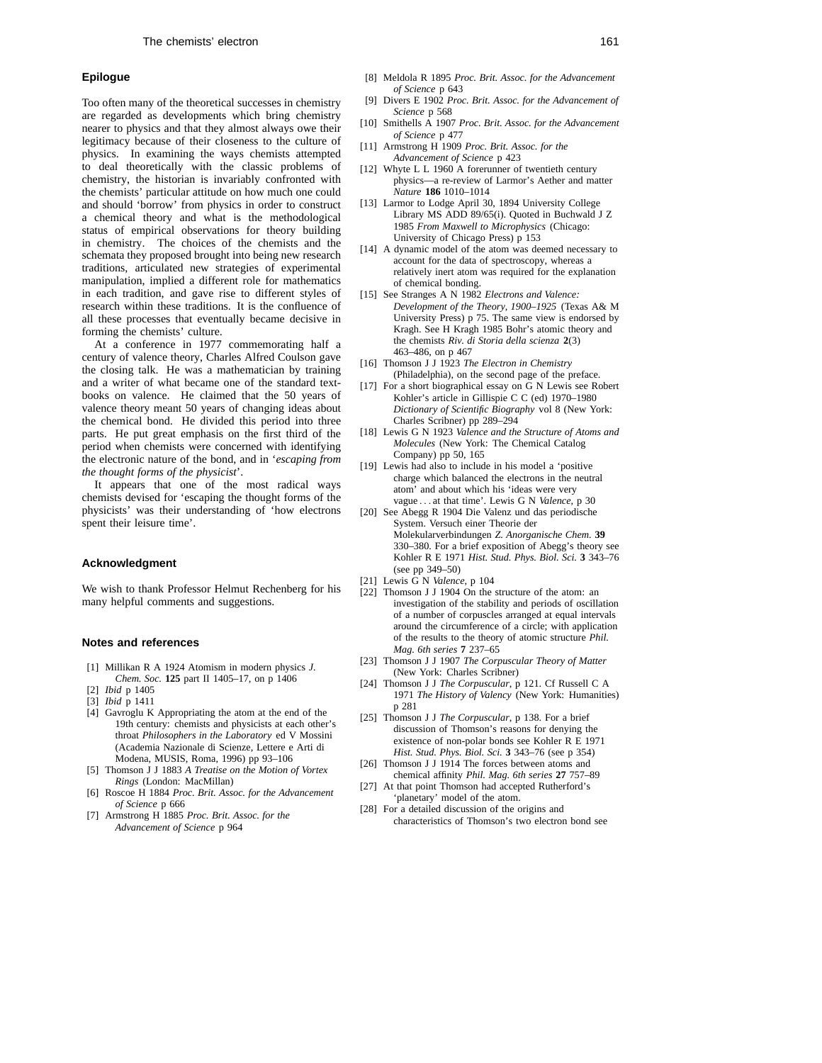## Epilogue

Too often many of the theoretical successes in chemistry are regarded as developments which bring chemistry nearer to physics and that they almost always owe their legitimacy because of their closeness to the culture of physics. In examining the ways chemists attempted to deal theoretically with the classic problems of chemistry, the historian is invariably confronted with the chemists' particular attitude on how much one could and should 'borrow' from physics in order to construct a chemical theory and what is the methodological status of empirical observations for theory building in chemistry. The choices of the chemists and the schemata they proposed brought into being new research traditions, articulated new strategies of experimental manipulation, implied a different role for mathematics in each tradition, and gave rise to different styles of research within these traditions. It is the confluence of all these processes that eventually became decisive in forming the chemists' culture.

At a conference in 1977 commemorating half a century of valence theory, Charles Alfred Coulson gave the closing talk. He was a mathematician by training and a writer of what became one of the standard textbooks on valence. He claimed that the 50 years of valence theory meant 50 years of changing ideas about the chemical bond. He divided this period into three parts. He put great emphasis on the first third of the period when chemists were concerned with identifying the electronic nature of the bond, and in '*escaping from the thought forms of the physicist*'.

It appears that one of the most radical ways chemists devised for 'escaping the thought forms of the physicists' was their understanding of 'how electrons spent their leisure time'.

## Acknowledgment

We wish to thank Professor Helmut Rechenberg for his many helpful comments and suggestions.

## Notes and references

[1] Millikan R A 1924 Atomism in modern physics *J. Chem. Soc.* **125** part II 1405–17, on p 1406

[2] *Ibid* p 1405

[3] *Ibid* p 1411

[4] Gavroglu K Appropriating the atom at the end of the 19th century: chemists and physicists at each other's throat *Philosophers in the Laboratory* ed V Mossini (Academia Nazionale di Scienze, Lettere e Arti di Modena, MUSIS, Roma, 1996) pp 93–106

[5] Thomson J J 1883 *A Treatise on the Motion of Vortex Rings* (London: MacMillan)

[6] Roscoe H 1884 *Proc. Brit. Assoc. for the Advancement of Science* p 666

[7] Armstrong H 1885 *Proc. Brit. Assoc. for the Advancement of Science* p 964

[8] Meldola R 1895 *Proc. Brit. Assoc. for the Advancement of Science* p 643

[9] Divers E 1902 *Proc. Brit. Assoc. for the Advancement of Science* p 568

[10] Smithells A 1907 *Proc. Brit. Assoc. for the Advancement of Science* p 477

[11] Armstrong H 1909 *Proc. Brit. Assoc. for the Advancement of Science* p 423

[12] Whyte L L 1960 A forerunner of twentieth century physics—a re-review of Larmor's Aether and matter *Nature* **186** 1010–1014

[13] Larmor to Lodge April 30, 1894 University College Library MS ADD 89/65(i). Quoted in Buchwald J Z 1985 *From Maxwell to Microphysics* (Chicago: University of Chicago Press) p 153

[14] A dynamic model of the atom was deemed necessary to account for the data of spectroscopy, whereas a relatively inert atom was required for the explanation of chemical bonding.

[15] See Stranges A N 1982 *Electrons and Valence: Development of the Theory, 1900–1925* (Texas A& M University Press) p 75. The same view is endorsed by Kragh. See H Kragh 1985 Bohr's atomic theory and the chemists *Riv. di Storia della scienza* **2**(3) 463–486, on p 467

[16] Thomson J J 1923 *The Electron in Chemistry* (Philadelphia), on the second page of the preface.

[17] For a short biographical essay on G N Lewis see Robert Kohler's article in Gillispie C C (ed) 1970–1980 *Dictionary of Scientific Biography* vol 8 (New York: Charles Scribner) pp 289–294

[18] Lewis G N 1923 *Valence and the Structure of Atoms and Molecules* (New York: The Chemical Catalog Company) pp 50, 165

[19] Lewis had also to include in his model a 'positive charge which balanced the electrons in the neutral atom' and about which his 'ideas were very vague . . . at that time'. Lewis G N *Valence*, p 30

[20] See Abegg R 1904 Die Valenz und das periodische System. Versuch einer Theorie der Molekularverbindungen *Z. Anorganische Chem.* **39** 330–380. For a brief exposition of Abegg's theory see Kohler R E 1971 *Hist. Stud. Phys. Biol. Sci.* **3** 343–76 (see pp 349–50)

[21] Lewis G N *Valence*, p 104

[22] Thomson J J 1904 On the structure of the atom: an investigation of the stability and periods of oscillation of a number of corpuscles arranged at equal intervals around the circumference of a circle; with application of the results to the theory of atomic structure *Phil. Mag. 6th series* **7** 237–65

[23] Thomson J J 1907 *The Corpuscular Theory of Matter* (New York: Charles Scribner)

[24] Thomson J J *The Corpuscular*, p 121. Cf Russell C A 1971 *The History of Valency* (New York: Humanities) p 281

[25] Thomson J J *The Corpuscular*, p 138. For a brief discussion of Thomson's reasons for denying the existence of non-polar bonds see Kohler R E 1971 *Hist. Stud. Phys. Biol. Sci.* **3** 343–76 (see p 354)

[26] Thomson J J 1914 The forces between atoms and chemical affinity *Phil. Mag. 6th series* **27** 757–89

[27] At that point Thomson had accepted Rutherford's 'planetary' model of the atom.

[28] For a detailed discussion of the origins and characteristics of Thomson's two electron bond see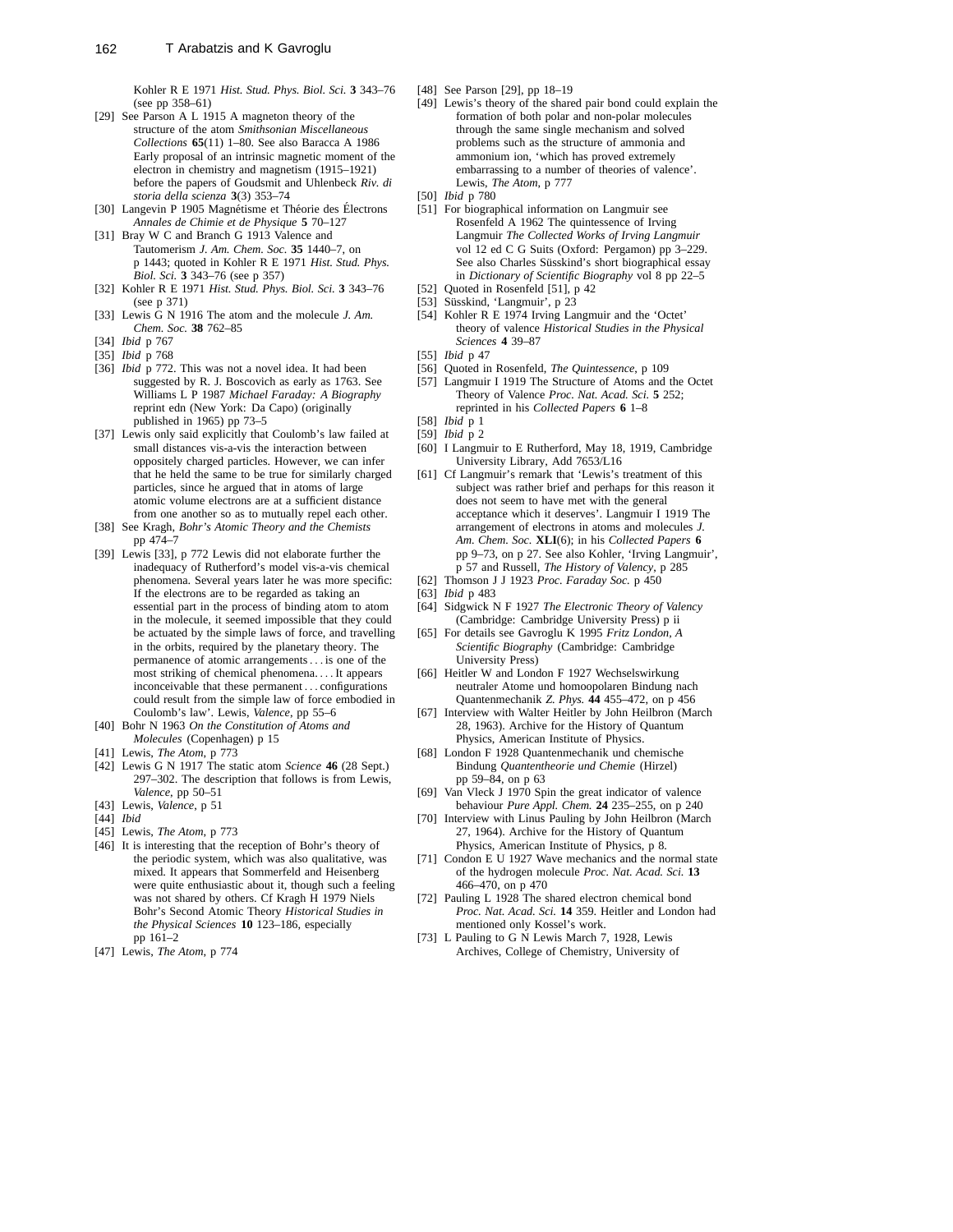Kohler R E 1971 *Hist. Stud. Phys. Biol. Sci.* **3** 343–76 (see pp 358–61)

[29] See Parson A L 1915 A magneton theory of the structure of the atom *Smithsonian Miscellaneous Collections* **65**(11) 1–80. See also Baracca A 1986 Early proposal of an intrinsic magnetic moment of the electron in chemistry and magnetism (1915–1921) before the papers of Goudsmit and Uhlenbeck *Riv. di storia della scienza* **3**(3) 353–74

[30] Langevin P 1905 Magnétisme et Théorie des Électrons *Annales de Chimie et de Physique* **5** 70–127

[31] Bray W C and Branch G 1913 Valence and Tautomerism *J. Am. Chem. Soc.* **35** 1440–7, on p 1443; quoted in Kohler R E 1971 *Hist. Stud. Phys. Biol. Sci.* **3** 343–76 (see p 357)

[32] Kohler R E 1971 *Hist. Stud. Phys. Biol. Sci.* **3** 343–76 (see p 371)

[33] Lewis G N 1916 The atom and the molecule *J. Am. Chem. Soc.* **38** 762–85

[34] *Ibid* p 767

[35] *Ibid* p 768

[36] *Ibid* p 772. This was not a novel idea. It had been suggested by R. J. Boscovich as early as 1763. See Williams L P 1987 *Michael Faraday: A Biography* reprint edn (New York: Da Capo) (originally published in 1965) pp 73–5

[37] Lewis only said explicitly that Coulomb's law failed at small distances vis-a-vis the interaction between oppositely charged particles. However, we can infer that he held the same to be true for similarly charged particles, since he argued that in atoms of large atomic volume electrons are at a sufficient distance from one another so as to mutually repel each other.

[38] See Kragh, *Bohr's Atomic Theory and the Chemists* pp 474–7

[39] Lewis [33], p 772 Lewis did not elaborate further the inadequacy of Rutherford's model vis-a-vis chemical phenomena. Several years later he was more specific: If the electrons are to be regarded as taking an essential part in the process of binding atom to atom in the molecule, it seemed impossible that they could be actuated by the simple laws of force, and travelling in the orbits, required by the planetary theory. The permanence of atomic arrangements . . . is one of the most striking of chemical phenomena. . . . It appears inconceivable that these permanent . . . configurations could result from the simple law of force embodied in Coulomb's law'. Lewis, *Valence*, pp 55–6

[40] Bohr N 1963 *On the Constitution of Atoms and Molecules* (Copenhagen) p 15

[41] Lewis, *The Atom*, p 773

[42] Lewis G N 1917 The static atom *Science* **46** (28 Sept.) 297–302. The description that follows is from Lewis, *Valence*, pp 50–51

[43] Lewis, *Valence*, p 51

[44] *Ibid*

[45] Lewis, *The Atom*, p 773

[46] It is interesting that the reception of Bohr's theory of the periodic system, which was also qualitative, was mixed. It appears that Sommerfeld and Heisenberg were quite enthusiastic about it, though such a feeling was not shared by others. Cf Kragh H 1979 Niels Bohr's Second Atomic Theory *Historical Studies in the Physical Sciences* **10** 123–186, especially pp 161–2

[47] Lewis, *The Atom*, p 774

[48] See Parson [29], pp 18–19

[49] Lewis's theory of the shared pair bond could explain the formation of both polar and non-polar molecules through the same single mechanism and solved problems such as the structure of ammonia and ammonium ion, 'which has proved extremely embarrassing to a number of theories of valence'. Lewis, *The Atom*, p 777

[50] *Ibid* p 780

[51] For biographical information on Langmuir see Rosenfeld A 1962 The quintessence of Irving Langmuir *The Collected Works of Irving Langmuir* vol 12 ed C G Suits (Oxford: Pergamon) pp 3–229. See also Charles Süsskind's short biographical essay in *Dictionary of Scientific Biography* vol 8 pp 22–5

[52] Quoted in Rosenfeld [51], p 42

[53] Süsskind, 'Langmuir', p 23

[54] Kohler R E 1974 Irving Langmuir and the 'Octet' theory of valence *Historical Studies in the Physical Sciences* **4** 39–87

[55] *Ibid* p 47

[56] Quoted in Rosenfeld, *The Quintessence*, p 109

[57] Langmuir I 1919 The Structure of Atoms and the Octet Theory of Valence *Proc. Nat. Acad. Sci.* **5** 252; reprinted in his *Collected Papers* **6** 1–8

[58] *Ibid* p 1

[59] *Ibid* p 2

[60] I Langmuir to E Rutherford, May 18, 1919, Cambridge University Library, Add 7653/L16

[61] Cf Langmuir's remark that 'Lewis's treatment of this subject was rather brief and perhaps for this reason it does not seem to have met with the general acceptance which it deserves'. Langmuir I 1919 The arrangement of electrons in atoms and molecules *J. Am. Chem. Soc.* **XLI**(6); in his *Collected Papers* **6** pp 9–73, on p 27. See also Kohler, 'Irving Langmuir', p 57 and Russell, *The History of Valency*, p 285

[62] Thomson J J 1923 *Proc. Faraday Soc.* p 450

[63] *Ibid* p 483

[64] Sidgwick N F 1927 *The Electronic Theory of Valency* (Cambridge: Cambridge University Press) p ii

[65] For details see Gavroglu K 1995 *Fritz London, A Scientific Biography* (Cambridge: Cambridge University Press)

[66] Heitler W and London F 1927 Wechselswirkung neutraler Atome und homoopolaren Bindung nach Quantenmechanik *Z. Phys.* **44** 455–472, on p 456

[67] Interview with Walter Heitler by John Heilbron (March 28, 1963). Archive for the History of Quantum Physics, American Institute of Physics.

[68] London F 1928 Quantenmechanik und chemische Bindung *Quantentheorie und Chemie* (Hirzel) pp 59–84, on p 63

[69] Van Vleck J 1970 Spin the great indicator of valence behaviour *Pure Appl. Chem.* **24** 235–255, on p 240

[70] Interview with Linus Pauling by John Heilbron (March 27, 1964). Archive for the History of Quantum Physics, American Institute of Physics, p 8.

[71] Condon E U 1927 Wave mechanics and the normal state of the hydrogen molecule *Proc. Nat. Acad. Sci.* **13** 466–470, on p 470

[72] Pauling L 1928 The shared electron chemical bond *Proc. Nat. Acad. Sci.* **14** 359. Heitler and London had mentioned only Kossel's work.

[73] L Pauling to G N Lewis March 7, 1928, Lewis Archives, College of Chemistry, University of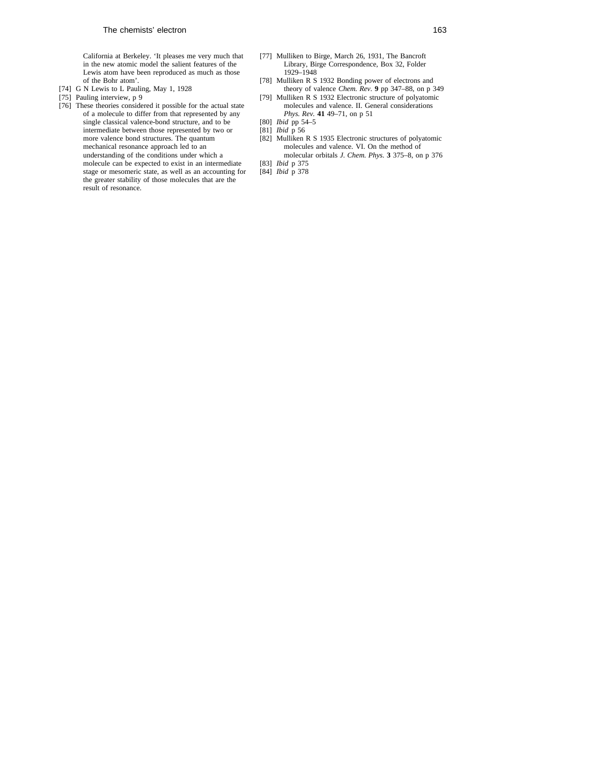California at Berkeley. 'It pleases me very much that in the new atomic model the salient features of the Lewis atom have been reproduced as much as those of the Bohr atom'.

[74] G N Lewis to L Pauling, May 1, 1928

[75] Pauling interview, p 9

[76] These theories considered it possible for the actual state of a molecule to differ from that represented by any single classical valence-bond structure, and to be intermediate between those represented by two or more valence bond structures. The quantum mechanical resonance approach led to an understanding of the conditions under which a molecule can be expected to exist in an intermediate stage or mesomeric state, as well as an accounting for the greater stability of those molecules that are the result of resonance.

[77] Mulliken to Birge, March 26, 1931, The Bancroft Library, Birge Correspondence, Box 32, Folder 1929–1948

[78] Mulliken R S 1932 Bonding power of electrons and theory of valence *Chem. Rev.* **9** pp 347–88, on p 349

[79] Mulliken R S 1932 Electronic structure of polyatomic molecules and valence. II. General considerations *Phys. Rev.* **41** 49–71, on p 51

[80] *Ibid* pp 54–5

[81] *Ibid* p 56

[82] Mulliken R S 1935 Electronic structures of polyatomic molecules and valence. VI. On the method of molecular orbitals *J. Chem. Phys.* **3** 375–8, on p 376

[83] *Ibid* p 375

[84] *Ibid* p 378